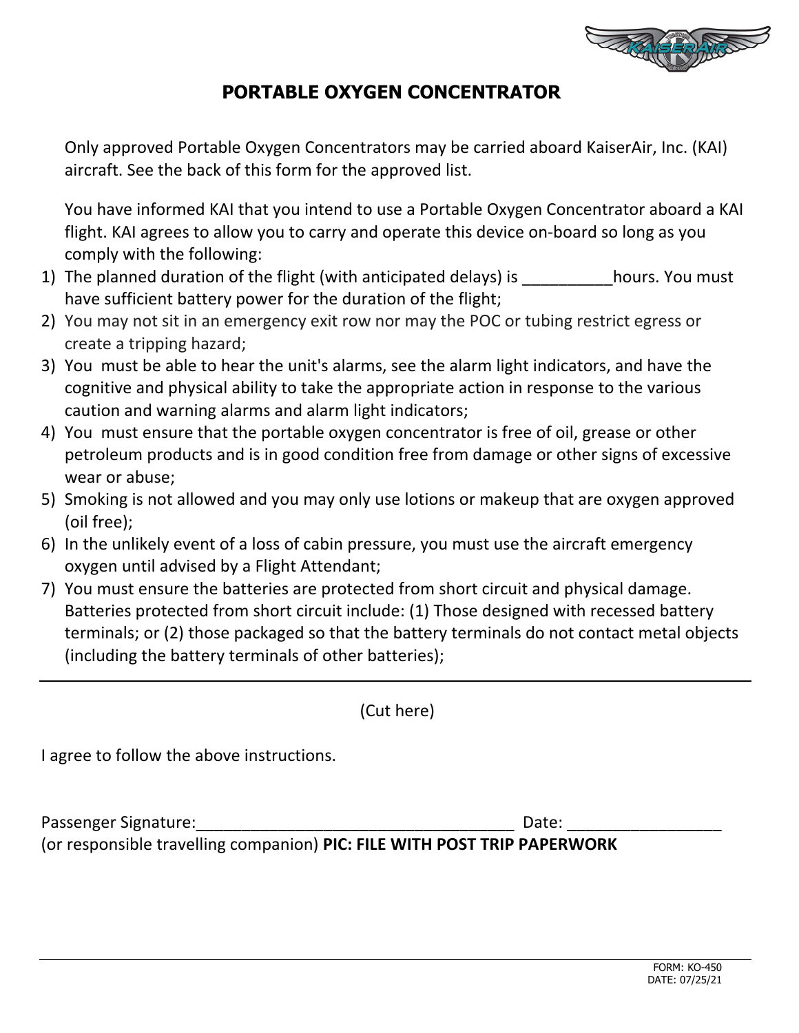# PORTABLE OXYGEN CONCENTRATOR

Only approved Portable Oxygen Concentrators may be carried aboard KaiserAir, Inc. (KAI) aircraft. See the back of this form for the approved list.

You have informed KAI that you intend to use a Portable Oxygen Concentrator aboard a KAI flight. KAI agrees to allow you to carry and operate this device on-board so long as you comply with the following:

1) The planned duration of the flight (with anticipated delays) is __________hours. You must have sufficient battery power for the duration of the flight;
2) You may not sit in an emergency exit row nor may the POC or tubing restrict egress or create a tripping hazard;
3) You must be able to hear the unit's alarms, see the alarm light indicators, and have the cognitive and physical ability to take the appropriate action in response to the various caution and warning alarms and alarm light indicators;
4) You must ensure that the portable oxygen concentrator is free of oil, grease or other petroleum products and is in good condition free from damage or other signs of excessive wear or abuse;
5) Smoking is not allowed and you may only use lotions or makeup that are oxygen approved (oil free);
6) In the unlikely event of a loss of cabin pressure, you must use the aircraft emergency oxygen until advised by a Flight Attendant;
7) You must ensure the batteries are protected from short circuit and physical damage. Batteries protected from short circuit include: (1) Those designed with recessed battery terminals; or (2) those packaged so that the battery terminals do not contact metal objects (including the battery terminals of other batteries);

---

(Cut here)

I agree to follow the above instructions.

Passenger Signature:____________________________________ Date: _________________
(or responsible travelling companion) **PIC: FILE WITH POST TRIP PAPERWORK**

FORM: KO-450
DATE: 07/25/21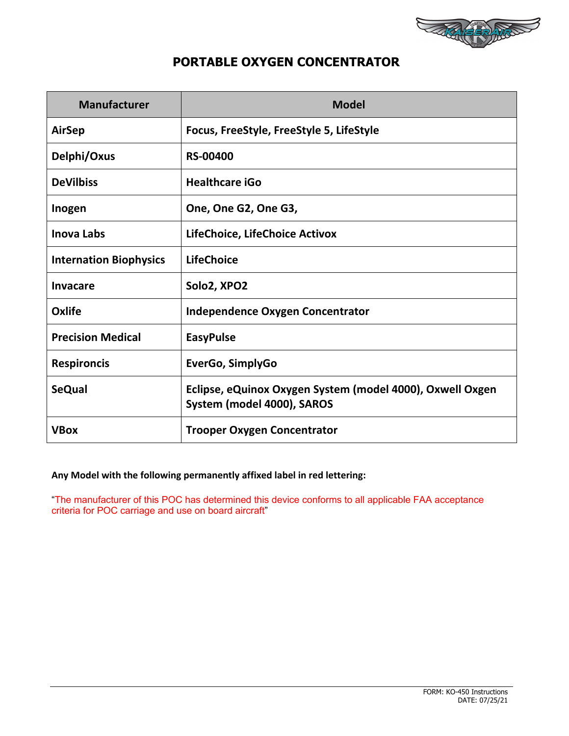# PORTABLE OXYGEN CONCENTRATOR

| Manufacturer | Model |
|---|---|
| **AirSep** | **Focus, FreeStyle, FreeStyle 5, LifeStyle** |
| **Delphi/Oxus** | **RS-00400** |
| **DeVilbiss** | **Healthcare iGo** |
| **Inogen** | **One, One G2, One G3,** |
| **Inova Labs** | **LifeChoice, LifeChoice Activox** |
| **Internation Biophysics** | **LifeChoice** |
| **Invacare** | **Solo2, XPO2** |
| **Oxlife** | **Independence Oxygen Concentrator** |
| **Precision Medical** | **EasyPulse** |
| **Respironcis** | **EverGo, SimplyGo** |
| **SeQual** | **Eclipse, eQuinox Oxygen System (model 4000), Oxwell Oxgen System (model 4000), SAROS** |
| **VBox** | **Trooper Oxygen Concentrator** |

**Any Model with the following permanently affixed label in red lettering:**

"The manufacturer of this POC has determined this device conforms to all applicable FAA acceptance criteria for POC carriage and use on board aircraft"

FORM: KO-450 Instructions
DATE: 07/25/21